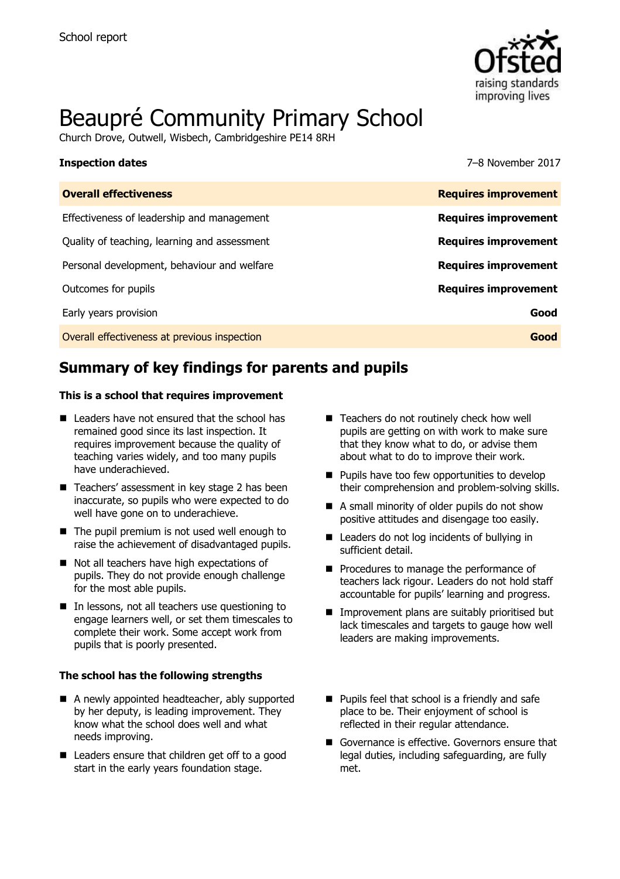School report

# Beaupré Community Primary School

Church Drove, Outwell, Wisbech, Cambridgeshire PE14 8RH

**Inspection dates** 7–8 November 2017

| **Overall effectiveness** | **Requires improvement** |
| --- | --- |
| Effectiveness of leadership and management | **Requires improvement** |
| Quality of teaching, learning and assessment | **Requires improvement** |
| Personal development, behaviour and welfare | **Requires improvement** |
| Outcomes for pupils | **Requires improvement** |
| Early years provision | **Good** |
| Overall effectiveness at previous inspection | **Good** |

## Summary of key findings for parents and pupils

**This is a school that requires improvement**

- Leaders have not ensured that the school has remained good since its last inspection. It requires improvement because the quality of teaching varies widely, and too many pupils have underachieved.
- Teachers' assessment in key stage 2 has been inaccurate, so pupils who were expected to do well have gone on to underachieve.
- The pupil premium is not used well enough to raise the achievement of disadvantaged pupils.
- Not all teachers have high expectations of pupils. They do not provide enough challenge for the most able pupils.
- In lessons, not all teachers use questioning to engage learners well, or set them timescales to complete their work. Some accept work from pupils that is poorly presented.
- Teachers do not routinely check how well pupils are getting on with work to make sure that they know what to do, or advise them about what to do to improve their work.
- Pupils have too few opportunities to develop their comprehension and problem-solving skills.
- A small minority of older pupils do not show positive attitudes and disengage too easily.
- Leaders do not log incidents of bullying in sufficient detail.
- Procedures to manage the performance of teachers lack rigour. Leaders do not hold staff accountable for pupils' learning and progress.
- Improvement plans are suitably prioritised but lack timescales and targets to gauge how well leaders are making improvements.

**The school has the following strengths**

- A newly appointed headteacher, ably supported by her deputy, is leading improvement. They know what the school does well and what needs improving.
- Leaders ensure that children get off to a good start in the early years foundation stage.
- Pupils feel that school is a friendly and safe place to be. Their enjoyment of school is reflected in their regular attendance.
- Governance is effective. Governors ensure that legal duties, including safeguarding, are fully met.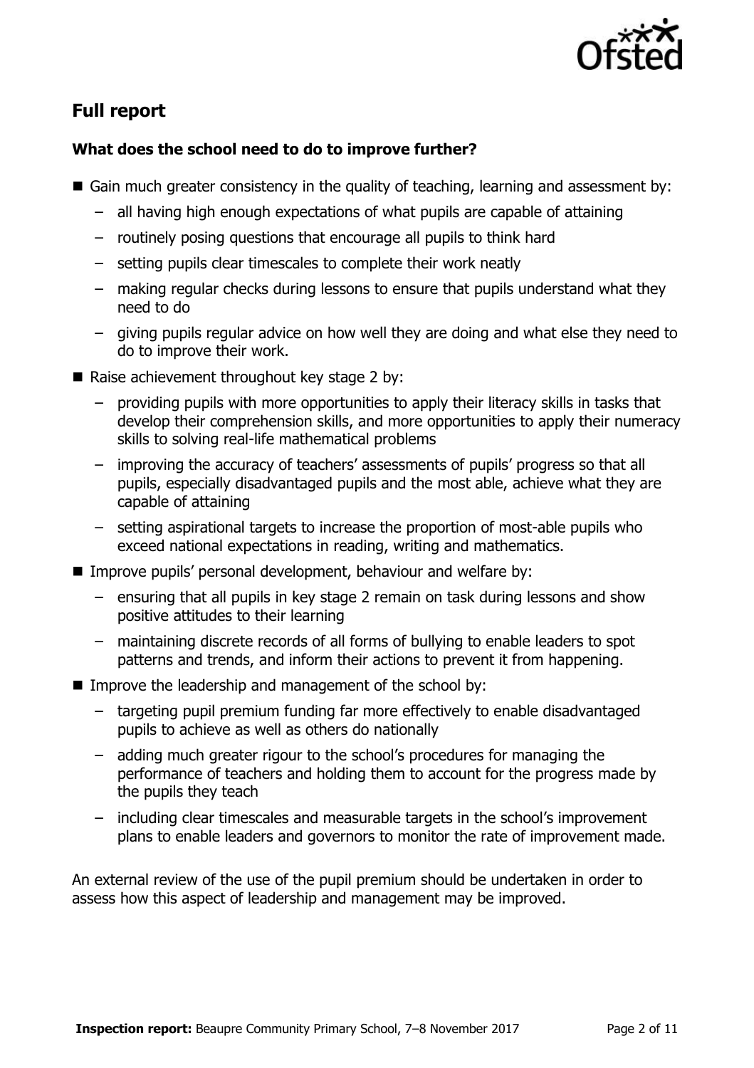## Full report

### What does the school need to do to improve further?

- Gain much greater consistency in the quality of teaching, learning and assessment by:
  - all having high enough expectations of what pupils are capable of attaining
  - routinely posing questions that encourage all pupils to think hard
  - setting pupils clear timescales to complete their work neatly
  - making regular checks during lessons to ensure that pupils understand what they need to do
  - giving pupils regular advice on how well they are doing and what else they need to do to improve their work.
- Raise achievement throughout key stage 2 by:
  - providing pupils with more opportunities to apply their literacy skills in tasks that develop their comprehension skills, and more opportunities to apply their numeracy skills to solving real-life mathematical problems
  - improving the accuracy of teachers' assessments of pupils' progress so that all pupils, especially disadvantaged pupils and the most able, achieve what they are capable of attaining
  - setting aspirational targets to increase the proportion of most-able pupils who exceed national expectations in reading, writing and mathematics.
- Improve pupils' personal development, behaviour and welfare by:
  - ensuring that all pupils in key stage 2 remain on task during lessons and show positive attitudes to their learning
  - maintaining discrete records of all forms of bullying to enable leaders to spot patterns and trends, and inform their actions to prevent it from happening.
- Improve the leadership and management of the school by:
  - targeting pupil premium funding far more effectively to enable disadvantaged pupils to achieve as well as others do nationally
  - adding much greater rigour to the school's procedures for managing the performance of teachers and holding them to account for the progress made by the pupils they teach
  - including clear timescales and measurable targets in the school's improvement plans to enable leaders and governors to monitor the rate of improvement made.

An external review of the use of the pupil premium should be undertaken in order to assess how this aspect of leadership and management may be improved.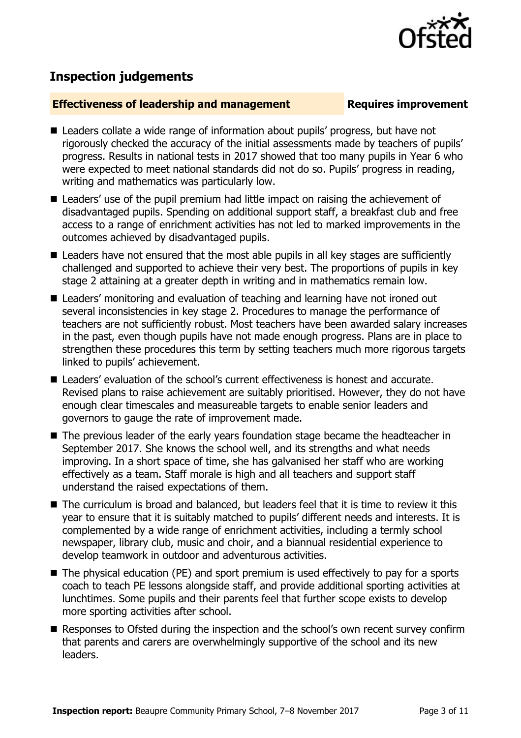## Inspection judgements

**Effectiveness of leadership and management** **Requires improvement**

- Leaders collate a wide range of information about pupils' progress, but have not rigorously checked the accuracy of the initial assessments made by teachers of pupils' progress. Results in national tests in 2017 showed that too many pupils in Year 6 who were expected to meet national standards did not do so. Pupils' progress in reading, writing and mathematics was particularly low.
- Leaders' use of the pupil premium had little impact on raising the achievement of disadvantaged pupils. Spending on additional support staff, a breakfast club and free access to a range of enrichment activities has not led to marked improvements in the outcomes achieved by disadvantaged pupils.
- Leaders have not ensured that the most able pupils in all key stages are sufficiently challenged and supported to achieve their very best. The proportions of pupils in key stage 2 attaining at a greater depth in writing and in mathematics remain low.
- Leaders' monitoring and evaluation of teaching and learning have not ironed out several inconsistencies in key stage 2. Procedures to manage the performance of teachers are not sufficiently robust. Most teachers have been awarded salary increases in the past, even though pupils have not made enough progress. Plans are in place to strengthen these procedures this term by setting teachers much more rigorous targets linked to pupils' achievement.
- Leaders' evaluation of the school's current effectiveness is honest and accurate. Revised plans to raise achievement are suitably prioritised. However, they do not have enough clear timescales and measureable targets to enable senior leaders and governors to gauge the rate of improvement made.
- The previous leader of the early years foundation stage became the headteacher in September 2017. She knows the school well, and its strengths and what needs improving. In a short space of time, she has galvanised her staff who are working effectively as a team. Staff morale is high and all teachers and support staff understand the raised expectations of them.
- The curriculum is broad and balanced, but leaders feel that it is time to review it this year to ensure that it is suitably matched to pupils' different needs and interests. It is complemented by a wide range of enrichment activities, including a termly school newspaper, library club, music and choir, and a biannual residential experience to develop teamwork in outdoor and adventurous activities.
- The physical education (PE) and sport premium is used effectively to pay for a sports coach to teach PE lessons alongside staff, and provide additional sporting activities at lunchtimes. Some pupils and their parents feel that further scope exists to develop more sporting activities after school.
- Responses to Ofsted during the inspection and the school's own recent survey confirm that parents and carers are overwhelmingly supportive of the school and its new leaders.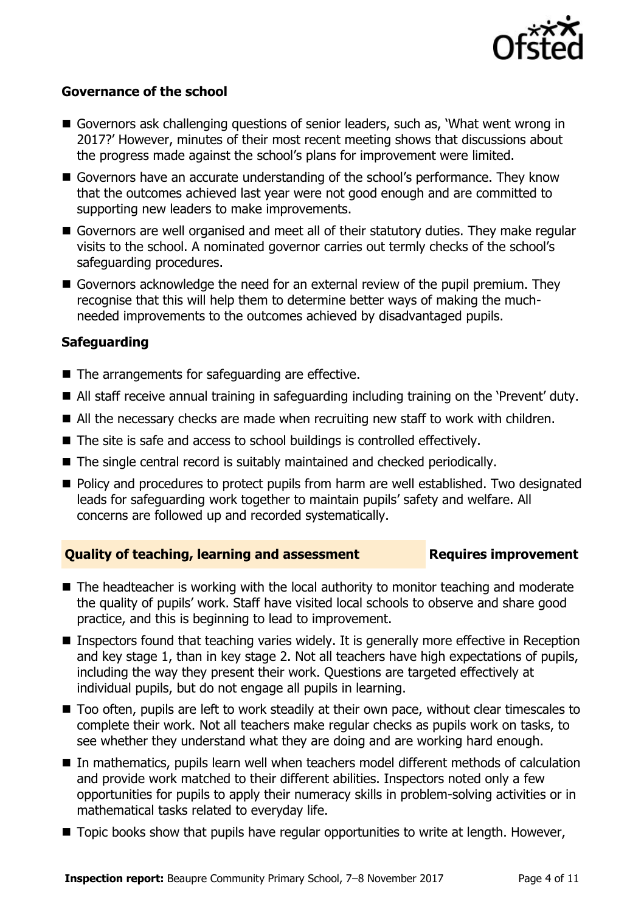### Governance of the school

- Governors ask challenging questions of senior leaders, such as, 'What went wrong in 2017?' However, minutes of their most recent meeting shows that discussions about the progress made against the school's plans for improvement were limited.
- Governors have an accurate understanding of the school's performance. They know that the outcomes achieved last year were not good enough and are committed to supporting new leaders to make improvements.
- Governors are well organised and meet all of their statutory duties. They make regular visits to the school. A nominated governor carries out termly checks of the school's safeguarding procedures.
- Governors acknowledge the need for an external review of the pupil premium. They recognise that this will help them to determine better ways of making the much-needed improvements to the outcomes achieved by disadvantaged pupils.

### Safeguarding

- The arrangements for safeguarding are effective.
- All staff receive annual training in safeguarding including training on the 'Prevent' duty.
- All the necessary checks are made when recruiting new staff to work with children.
- The site is safe and access to school buildings is controlled effectively.
- The single central record is suitably maintained and checked periodically.
- Policy and procedures to protect pupils from harm are well established. Two designated leads for safeguarding work together to maintain pupils' safety and welfare. All concerns are followed up and recorded systematically.

## Quality of teaching, learning and assessment — Requires improvement

- The headteacher is working with the local authority to monitor teaching and moderate the quality of pupils' work. Staff have visited local schools to observe and share good practice, and this is beginning to lead to improvement.
- Inspectors found that teaching varies widely. It is generally more effective in Reception and key stage 1, than in key stage 2. Not all teachers have high expectations of pupils, including the way they present their work. Questions are targeted effectively at individual pupils, but do not engage all pupils in learning.
- Too often, pupils are left to work steadily at their own pace, without clear timescales to complete their work. Not all teachers make regular checks as pupils work on tasks, to see whether they understand what they are doing and are working hard enough.
- In mathematics, pupils learn well when teachers model different methods of calculation and provide work matched to their different abilities. Inspectors noted only a few opportunities for pupils to apply their numeracy skills in problem-solving activities or in mathematical tasks related to everyday life.
- Topic books show that pupils have regular opportunities to write at length. However,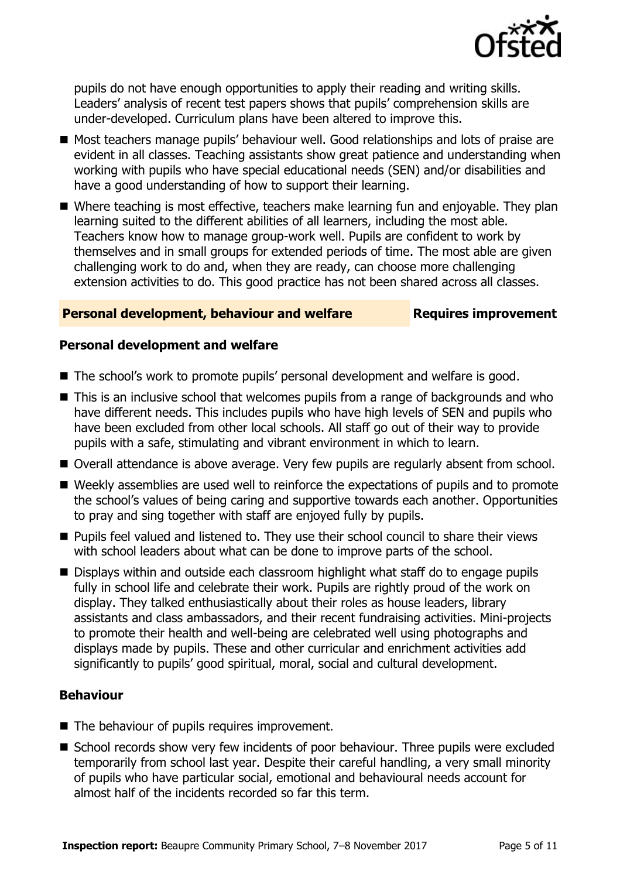pupils do not have enough opportunities to apply their reading and writing skills. Leaders' analysis of recent test papers shows that pupils' comprehension skills are under-developed. Curriculum plans have been altered to improve this.

- Most teachers manage pupils' behaviour well. Good relationships and lots of praise are evident in all classes. Teaching assistants show great patience and understanding when working with pupils who have special educational needs (SEN) and/or disabilities and have a good understanding of how to support their learning.
- Where teaching is most effective, teachers make learning fun and enjoyable. They plan learning suited to the different abilities of all learners, including the most able. Teachers know how to manage group-work well. Pupils are confident to work by themselves and in small groups for extended periods of time. The most able are given challenging work to do and, when they are ready, can choose more challenging extension activities to do. This good practice has not been shared across all classes.

## Personal development, behaviour and welfare — Requires improvement

### Personal development and welfare

- The school's work to promote pupils' personal development and welfare is good.
- This is an inclusive school that welcomes pupils from a range of backgrounds and who have different needs. This includes pupils who have high levels of SEN and pupils who have been excluded from other local schools. All staff go out of their way to provide pupils with a safe, stimulating and vibrant environment in which to learn.
- Overall attendance is above average. Very few pupils are regularly absent from school.
- Weekly assemblies are used well to reinforce the expectations of pupils and to promote the school's values of being caring and supportive towards each another. Opportunities to pray and sing together with staff are enjoyed fully by pupils.
- Pupils feel valued and listened to. They use their school council to share their views with school leaders about what can be done to improve parts of the school.
- Displays within and outside each classroom highlight what staff do to engage pupils fully in school life and celebrate their work. Pupils are rightly proud of the work on display. They talked enthusiastically about their roles as house leaders, library assistants and class ambassadors, and their recent fundraising activities. Mini-projects to promote their health and well-being are celebrated well using photographs and displays made by pupils. These and other curricular and enrichment activities add significantly to pupils' good spiritual, moral, social and cultural development.

### Behaviour

- The behaviour of pupils requires improvement.
- School records show very few incidents of poor behaviour. Three pupils were excluded temporarily from school last year. Despite their careful handling, a very small minority of pupils who have particular social, emotional and behavioural needs account for almost half of the incidents recorded so far this term.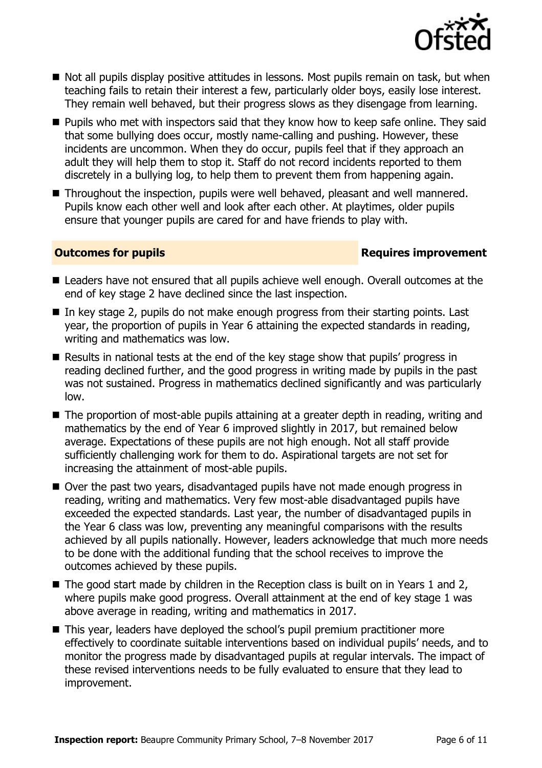- Not all pupils display positive attitudes in lessons. Most pupils remain on task, but when teaching fails to retain their interest a few, particularly older boys, easily lose interest. They remain well behaved, but their progress slows as they disengage from learning.
- Pupils who met with inspectors said that they know how to keep safe online. They said that some bullying does occur, mostly name-calling and pushing. However, these incidents are uncommon. When they do occur, pupils feel that if they approach an adult they will help them to stop it. Staff do not record incidents reported to them discretely in a bullying log, to help them to prevent them from happening again.
- Throughout the inspection, pupils were well behaved, pleasant and well mannered. Pupils know each other well and look after each other. At playtimes, older pupils ensure that younger pupils are cared for and have friends to play with.

## Outcomes for pupils — Requires improvement

- Leaders have not ensured that all pupils achieve well enough. Overall outcomes at the end of key stage 2 have declined since the last inspection.
- In key stage 2, pupils do not make enough progress from their starting points. Last year, the proportion of pupils in Year 6 attaining the expected standards in reading, writing and mathematics was low.
- Results in national tests at the end of the key stage show that pupils' progress in reading declined further, and the good progress in writing made by pupils in the past was not sustained. Progress in mathematics declined significantly and was particularly low.
- The proportion of most-able pupils attaining at a greater depth in reading, writing and mathematics by the end of Year 6 improved slightly in 2017, but remained below average. Expectations of these pupils are not high enough. Not all staff provide sufficiently challenging work for them to do. Aspirational targets are not set for increasing the attainment of most-able pupils.
- Over the past two years, disadvantaged pupils have not made enough progress in reading, writing and mathematics. Very few most-able disadvantaged pupils have exceeded the expected standards. Last year, the number of disadvantaged pupils in the Year 6 class was low, preventing any meaningful comparisons with the results achieved by all pupils nationally. However, leaders acknowledge that much more needs to be done with the additional funding that the school receives to improve the outcomes achieved by these pupils.
- The good start made by children in the Reception class is built on in Years 1 and 2, where pupils make good progress. Overall attainment at the end of key stage 1 was above average in reading, writing and mathematics in 2017.
- This year, leaders have deployed the school's pupil premium practitioner more effectively to coordinate suitable interventions based on individual pupils' needs, and to monitor the progress made by disadvantaged pupils at regular intervals. The impact of these revised interventions needs to be fully evaluated to ensure that they lead to improvement.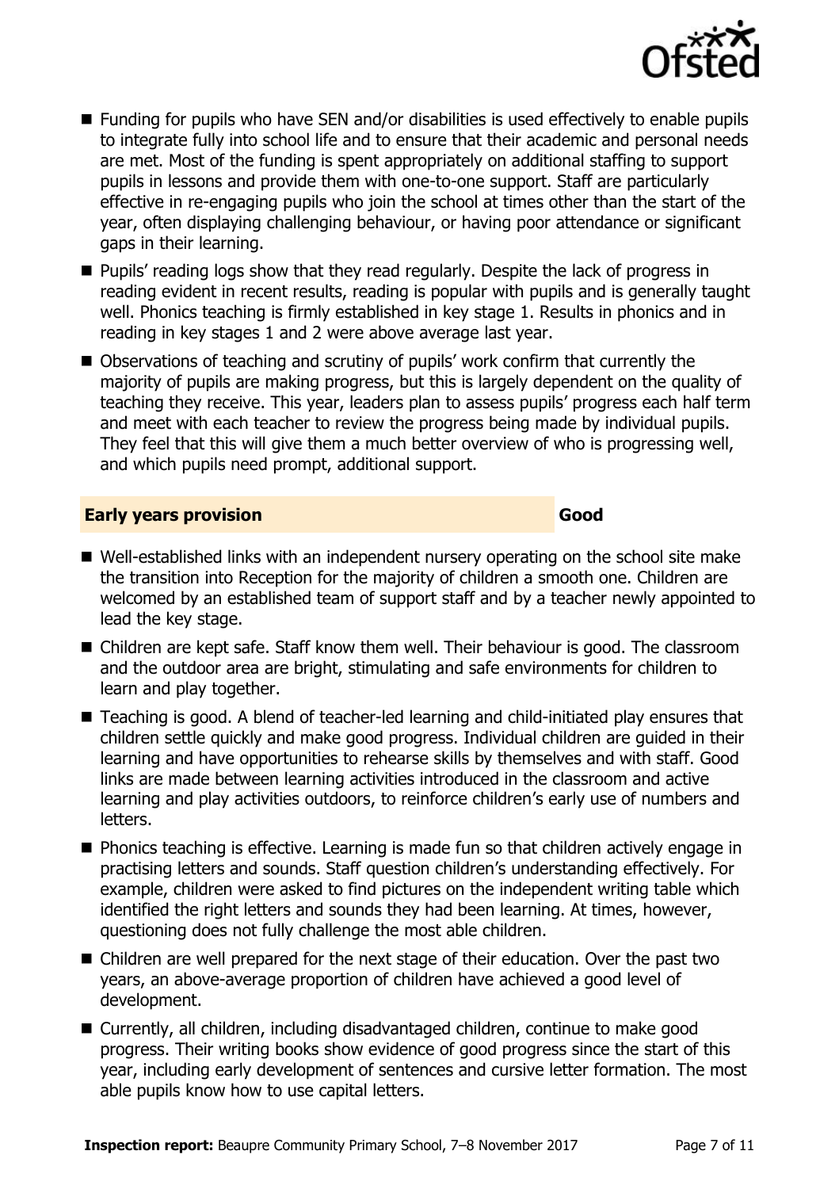- Funding for pupils who have SEN and/or disabilities is used effectively to enable pupils to integrate fully into school life and to ensure that their academic and personal needs are met. Most of the funding is spent appropriately on additional staffing to support pupils in lessons and provide them with one-to-one support. Staff are particularly effective in re-engaging pupils who join the school at times other than the start of the year, often displaying challenging behaviour, or having poor attendance or significant gaps in their learning.
- Pupils' reading logs show that they read regularly. Despite the lack of progress in reading evident in recent results, reading is popular with pupils and is generally taught well. Phonics teaching is firmly established in key stage 1. Results in phonics and in reading in key stages 1 and 2 were above average last year.
- Observations of teaching and scrutiny of pupils' work confirm that currently the majority of pupils are making progress, but this is largely dependent on the quality of teaching they receive. This year, leaders plan to assess pupils' progress each half term and meet with each teacher to review the progress being made by individual pupils. They feel that this will give them a much better overview of who is progressing well, and which pupils need prompt, additional support.

## Early years provision — Good

- Well-established links with an independent nursery operating on the school site make the transition into Reception for the majority of children a smooth one. Children are welcomed by an established team of support staff and by a teacher newly appointed to lead the key stage.
- Children are kept safe. Staff know them well. Their behaviour is good. The classroom and the outdoor area are bright, stimulating and safe environments for children to learn and play together.
- Teaching is good. A blend of teacher-led learning and child-initiated play ensures that children settle quickly and make good progress. Individual children are guided in their learning and have opportunities to rehearse skills by themselves and with staff. Good links are made between learning activities introduced in the classroom and active learning and play activities outdoors, to reinforce children's early use of numbers and letters.
- Phonics teaching is effective. Learning is made fun so that children actively engage in practising letters and sounds. Staff question children's understanding effectively. For example, children were asked to find pictures on the independent writing table which identified the right letters and sounds they had been learning. At times, however, questioning does not fully challenge the most able children.
- Children are well prepared for the next stage of their education. Over the past two years, an above-average proportion of children have achieved a good level of development.
- Currently, all children, including disadvantaged children, continue to make good progress. Their writing books show evidence of good progress since the start of this year, including early development of sentences and cursive letter formation. The most able pupils know how to use capital letters.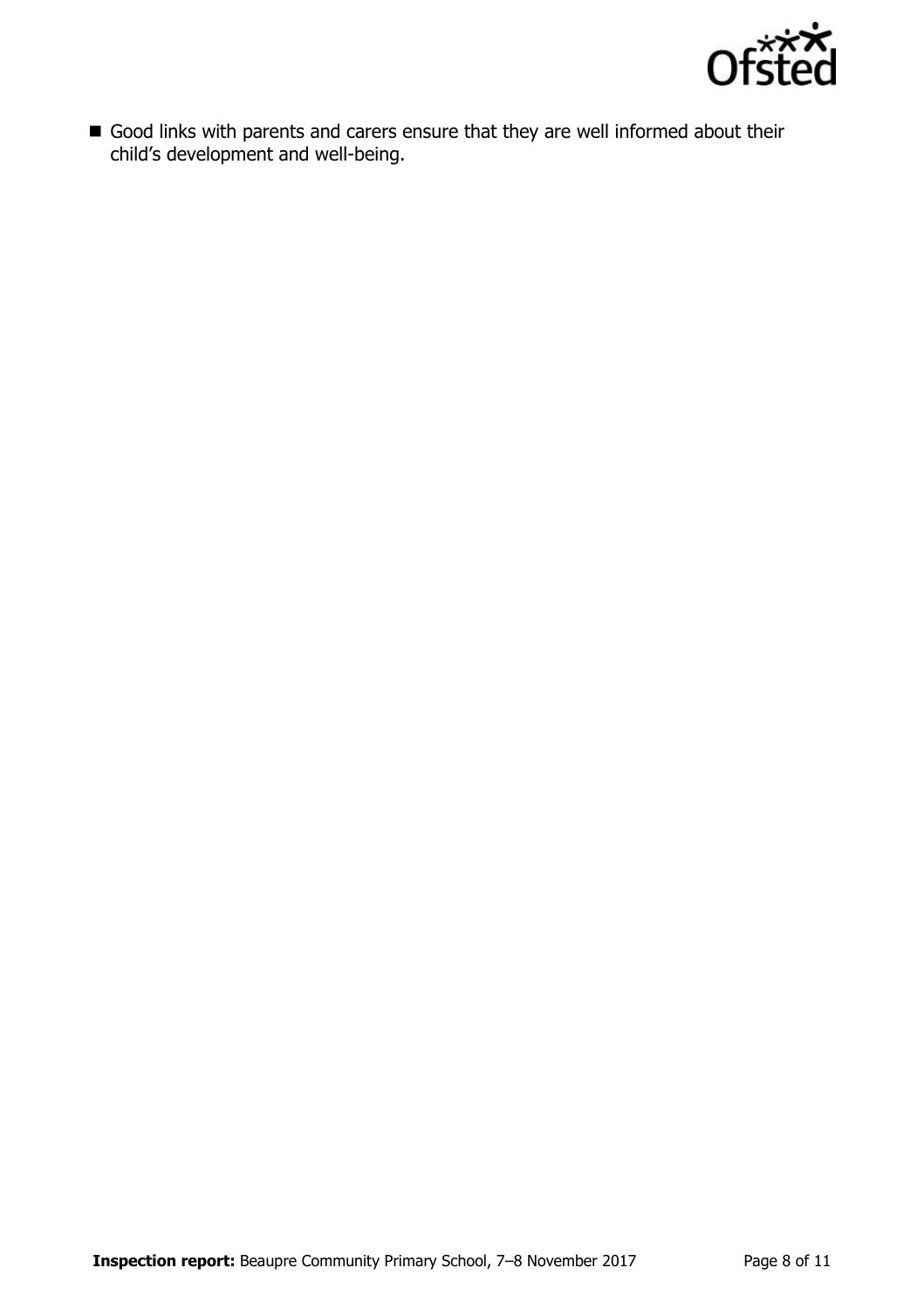- Good links with parents and carers ensure that they are well informed about their child's development and well-being.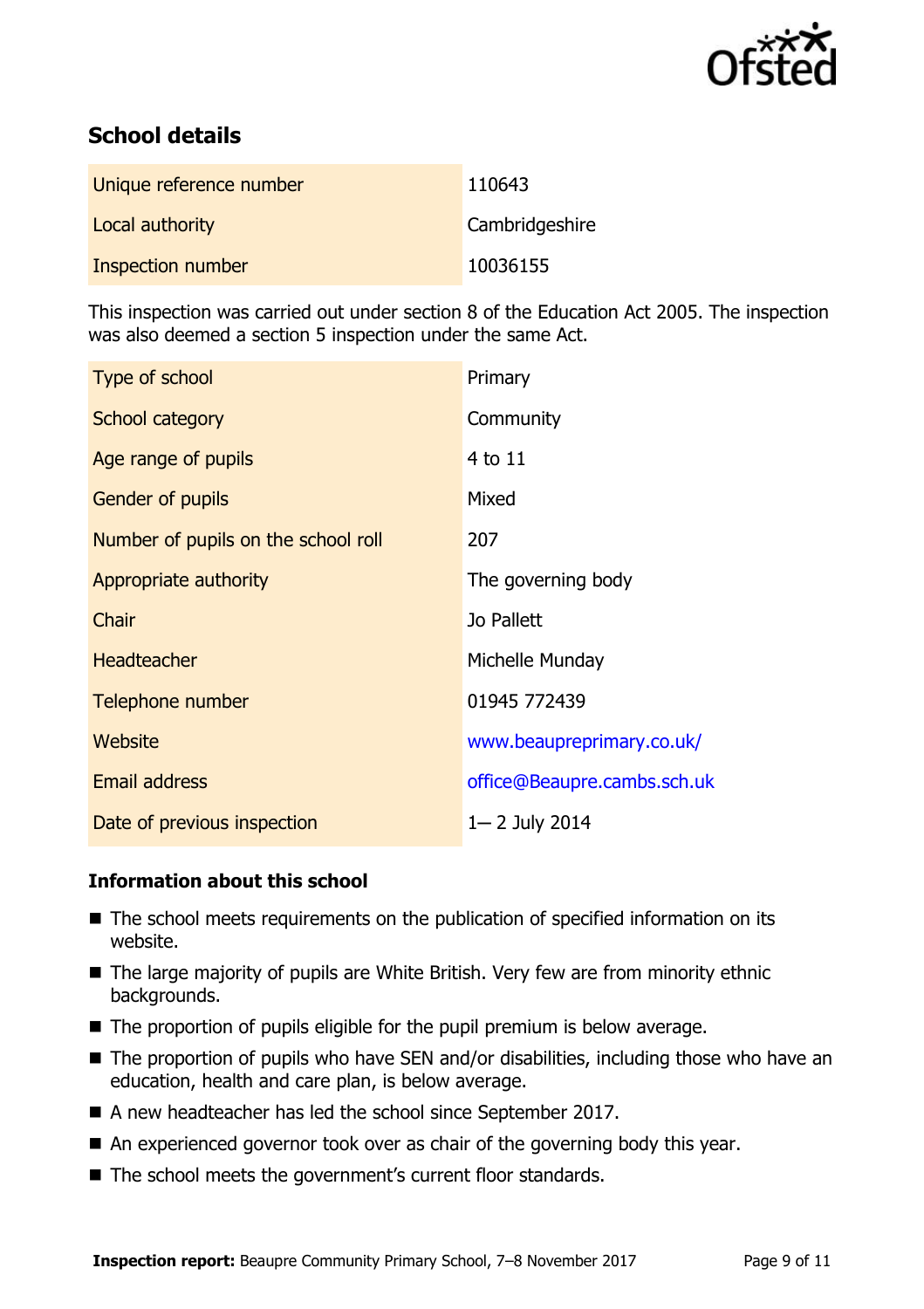## School details

| | |
|---|---|
| Unique reference number | 110643 |
| Local authority | Cambridgeshire |
| Inspection number | 10036155 |

This inspection was carried out under section 8 of the Education Act 2005. The inspection was also deemed a section 5 inspection under the same Act.

| | |
|---|---|
| Type of school | Primary |
| School category | Community |
| Age range of pupils | 4 to 11 |
| Gender of pupils | Mixed |
| Number of pupils on the school roll | 207 |
| Appropriate authority | The governing body |
| Chair | Jo Pallett |
| Headteacher | Michelle Munday |
| Telephone number | 01945 772439 |
| Website | www.beaupreprimary.co.uk/ |
| Email address | office@Beaupre.cambs.sch.uk |
| Date of previous inspection | 1— 2 July 2014 |

### Information about this school

- The school meets requirements on the publication of specified information on its website.
- The large majority of pupils are White British. Very few are from minority ethnic backgrounds.
- The proportion of pupils eligible for the pupil premium is below average.
- The proportion of pupils who have SEN and/or disabilities, including those who have an education, health and care plan, is below average.
- A new headteacher has led the school since September 2017.
- An experienced governor took over as chair of the governing body this year.
- The school meets the government's current floor standards.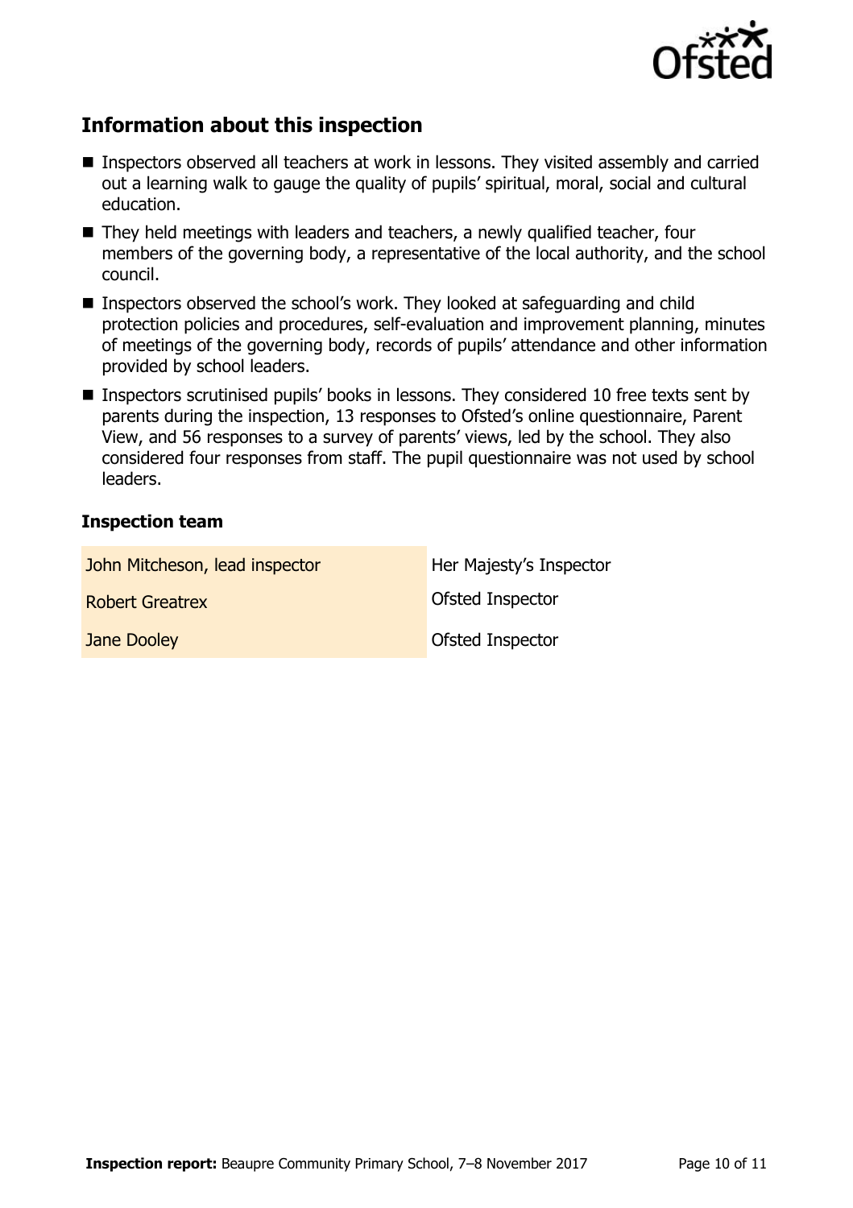## Information about this inspection

- Inspectors observed all teachers at work in lessons. They visited assembly and carried out a learning walk to gauge the quality of pupils' spiritual, moral, social and cultural education.
- They held meetings with leaders and teachers, a newly qualified teacher, four members of the governing body, a representative of the local authority, and the school council.
- Inspectors observed the school's work. They looked at safeguarding and child protection policies and procedures, self-evaluation and improvement planning, minutes of meetings of the governing body, records of pupils' attendance and other information provided by school leaders.
- Inspectors scrutinised pupils' books in lessons. They considered 10 free texts sent by parents during the inspection, 13 responses to Ofsted's online questionnaire, Parent View, and 56 responses to a survey of parents' views, led by the school. They also considered four responses from staff. The pupil questionnaire was not used by school leaders.

### Inspection team

| | |
|---|---|
| John Mitcheson, lead inspector | Her Majesty's Inspector |
| Robert Greatrex | Ofsted Inspector |
| Jane Dooley | Ofsted Inspector |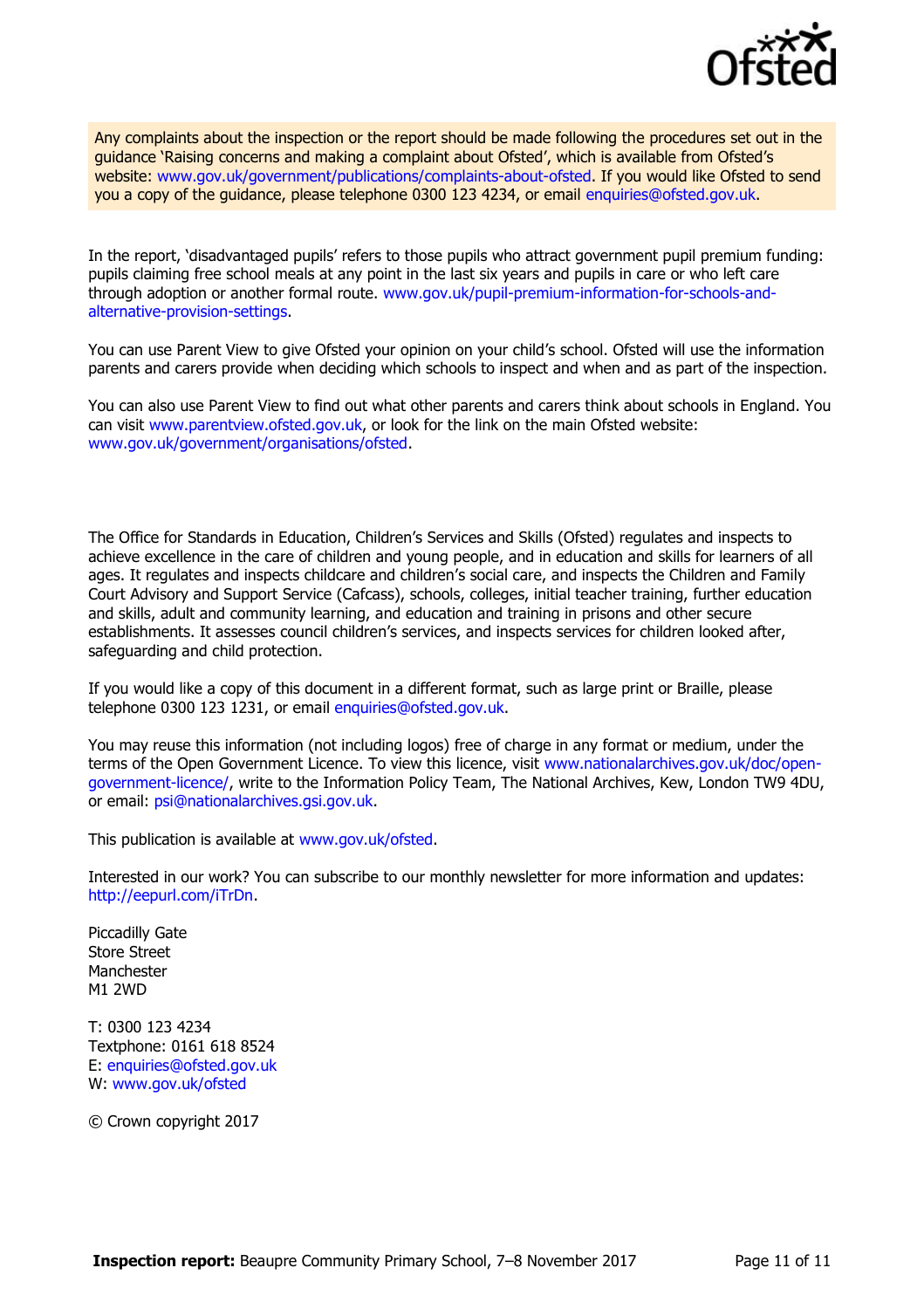Any complaints about the inspection or the report should be made following the procedures set out in the guidance 'Raising concerns and making a complaint about Ofsted', which is available from Ofsted's website: www.gov.uk/government/publications/complaints-about-ofsted. If you would like Ofsted to send you a copy of the guidance, please telephone 0300 123 4234, or email enquiries@ofsted.gov.uk.

In the report, 'disadvantaged pupils' refers to those pupils who attract government pupil premium funding: pupils claiming free school meals at any point in the last six years and pupils in care or who left care through adoption or another formal route. www.gov.uk/pupil-premium-information-for-schools-and-alternative-provision-settings.

You can use Parent View to give Ofsted your opinion on your child's school. Ofsted will use the information parents and carers provide when deciding which schools to inspect and when and as part of the inspection.

You can also use Parent View to find out what other parents and carers think about schools in England. You can visit www.parentview.ofsted.gov.uk, or look for the link on the main Ofsted website: www.gov.uk/government/organisations/ofsted.

The Office for Standards in Education, Children's Services and Skills (Ofsted) regulates and inspects to achieve excellence in the care of children and young people, and in education and skills for learners of all ages. It regulates and inspects childcare and children's social care, and inspects the Children and Family Court Advisory and Support Service (Cafcass), schools, colleges, initial teacher training, further education and skills, adult and community learning, and education and training in prisons and other secure establishments. It assesses council children's services, and inspects services for children looked after, safeguarding and child protection.

If you would like a copy of this document in a different format, such as large print or Braille, please telephone 0300 123 1231, or email enquiries@ofsted.gov.uk.

You may reuse this information (not including logos) free of charge in any format or medium, under the terms of the Open Government Licence. To view this licence, visit www.nationalarchives.gov.uk/doc/open-government-licence/, write to the Information Policy Team, The National Archives, Kew, London TW9 4DU, or email: psi@nationalarchives.gsi.gov.uk.

This publication is available at www.gov.uk/ofsted.

Interested in our work? You can subscribe to our monthly newsletter for more information and updates: http://eepurl.com/iTrDn.

Piccadilly Gate
Store Street
Manchester
M1 2WD

T: 0300 123 4234
Textphone: 0161 618 8524
E: enquiries@ofsted.gov.uk
W: www.gov.uk/ofsted

© Crown copyright 2017